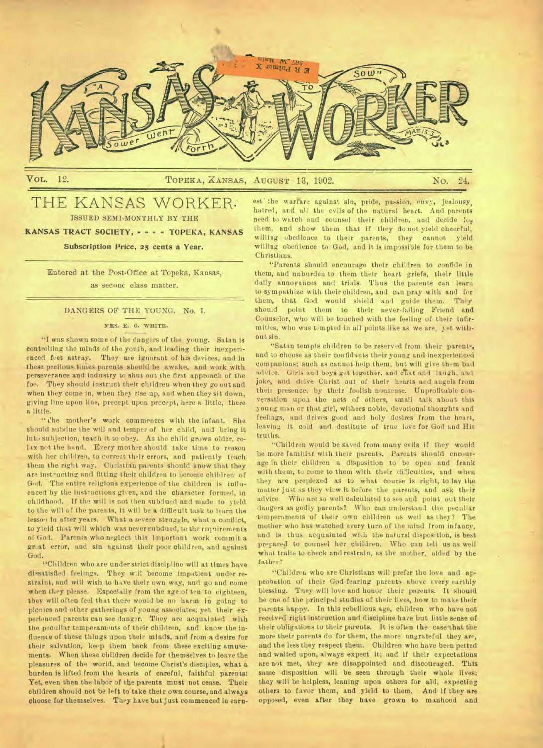# KANSAS WORKER

"A Sower went forth to sow" MATT. 13:3.

VOL. 12. TOPEKA, KANSAS, AUGUST 13, 1902. NO. 24.

## THE KANSAS WORKER.

ISSUED SEMI-MONTHLY BY THE

**KANSAS TRACT SOCIETY, - - - - TOPEKA, KANSAS**

**Subscription Price, 25 cents a Year.**

Entered at the Post-Office at Topeka, Kansas, as second class matter.

### DANGERS OF THE YOUNG. No. I.

MRS. E. G. WHITE.

"I was shown some of the dangers of the young. Satan is controlling the minds of the youth, and leading their inexperienced feet astray. They are ignorant of his devices, and in these perilous times parents should be awake, and work with perseverance and industry to shut out the first approach of the foe. They should instruct their children when they go out and when they come in, when they rise up, and when they sit down, giving line upon line, precept upon precept, here a little, there a little.

"The mother's work commences with the infant. She should subdue the will and temper of her child, and bring it into subjection, teach it to obey. As the child grows older, relax not the hand. Every mother should take time to reason with her children, to correct their errors, and patiently teach them the right way. Christian parents should know that they are instructing and fitting their children to become children of God. The entire religious experience of the children is influenced by the instructions given, and the character formed, in childhood. If the will is not then subdued and made to yield to the will of the parents, it will be a difficult task to learn the lesson in after years. What a severe struggle, what a conflict, to yield that will which was never subdued, to the requirements of God. Parents who neglect this important work commit a great error, and sin against their poor children, and against God.

"Children who are under strict discipline will at times have dissatisfied feelings. They will become impatient under restraint, and will wish to have their own way, and go and come when they please. Especially from the age of ten to eighteen, they will often feel that there would be no harm in going to picnics and other gatherings of young associates; yet their experienced parents can see danger. They are acquainted with the peculiar temperaments of their children, and know the influence of these things upon their minds, and from a desire for their salvation, keep them back from these exciting amusements. When these children decide for themselves to leave the pleasures of the world, and become Christ's disciples, what a burden is lifted from the hearts of careful, faithful parents! Yet, even then the labor of the parents must not cease. Their children should not be left to take their own course, and always choose for themselves. They have but just commenced in earnest the warfare against sin, pride, passion, envy, jealousy, hatred, and all the evils of the natural heart. And parents need to watch and counsel their children, and decide for them, and show them that if they do not yield cheerful, willing obedience to their parents, they cannot yield willing obedience to God, and it is impossible for them to be Christians.

"Parents should encourage their children to confide in them, and unburden to them their heart griefs, their little daily annoyances and trials. Thus the parents can learn to sympathize with their children, and can pray with and for them, that God would shield and guide them. They should point them to their never-failing Friend and Counselor, who will be touched with the feeling of their infirmities, who was tempted in all points like as we are, yet without sin.

"Satan tempts children to be reserved from their parents, and to choose as their confidants their young and inexperienced companions; such as cannot help them, but will give them bad advice. Girls and boys get together, and chat and laugh, and joke, and drive Christ out of their hearts and angels from their presence, by their foolish nonsense. Unprofitable conversation upon the acts of others, small talk about this young man or that girl, withers noble, devotional thoughts and feelings, and drives good and holy desires from the heart, leaving it cold and destitute of true love for God and His truths.

"Children would be saved from many evils if they would be more familiar with their parents. Parents should encourage in their children a disposition to be open and frank with them, to come to them with their difficulties, and when they are perplexed as to what course is right, to lay the matter just as they view it before the parents, and ask their advice. Who are so well calculated to see and point out their dangers as godly parents? Who can understand the peculiar temperaments of their own children as well as they? The mother who has watched every turn of the mind from infancy, and is thus acquainted with the natural disposition, is best prepared to counsel her children. Who can tell us as well what traits to check and restrain, as the mother, aided by the father?

"Children who are Christians will prefer the love and approbation of their God-fearing parents above every earthly blessing. They will love and honor their parents. It should be one of the principal studies of their lives, how to make their parents happy. In this rebellious age, children who have not received right instruction and discipline have but little sense of their obligations to their parents. It is often the case that the more their parents do for them, the more ungrateful they are, and the less they respect them. Children who have been petted and waited upon, always expect it; and if their expectations are not met, they are disappointed and discouraged. This same disposition will be seen through their whole lives; they will be helpless, leaning upon others for aid, expecting others to favor them, and yield to them. And if they are opposed, even after they have grown to manhood and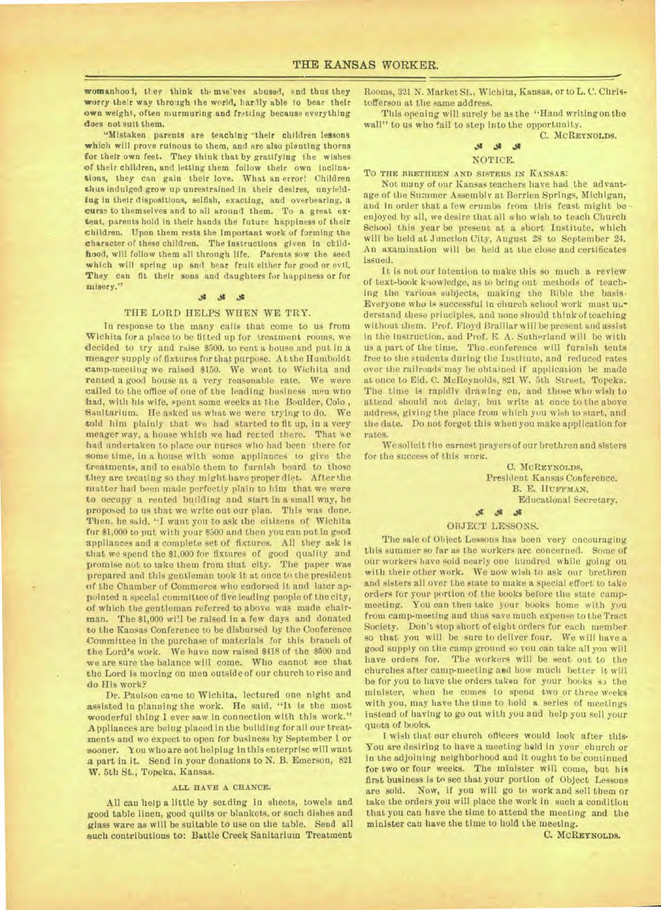womanhood, they think themselves abused, and thus they worry their way through the world, hardly able to bear their own weight, often murmuring and fretting because everything does not suit them.

"Mistaken parents are teaching their children lessons which will prove ruinous to them, and are also planting thorns for their own feet. They think that by gratifying the wishes of their children, and letting them follow their own inclinations, they can gain their love. What an error! Children thus indulged grow up unrestrained in their desires, unyielding in their dispositions, selfish, exacting, and overbearing, a curse to themselves and to all around them. To a great extent, parents hold in their hands the future happiness of their children. Upon them rests the important work of forming the character of these children. The instructions given in childhood, will follow them all through life. Parents sow the seed which will spring up and bear fruit either for good or evil. They can fit their sons and daughters for happiness or for misery."

## THE LORD HELPS WHEN WE TRY.

In response to the many calls that come to us from Wichita for a place to be fitted up for treatment rooms, we decided to try and raise $500. to rent a house and put in a meager supply of fixtures for that purpose. At the Humboldt camp-meeting we raised $150. We went to Wichita and rented a good house at a very reasonable rate. We were called to the office of one of the leading business men who had, with his wife, spent some weeks at the Boulder, Colo., Sanitarium. He asked us what we were trying to do. We told him plainly that we had started to fit up, in a very meager way, a house which we had rented there. That we had undertaken to place our nurses who had been there for some time, in a house with some appliances to give the treatments, and to enable them to furnish board to those they are treating so they might have proper diet. After the matter had been made perfectly plain to him that we were to occupy a rented building and start in a small way, he proposed to us that we write out our plan. This was done. Then, he said, "I want you to ask the citizens of Wichita for $1,000 to put with your $500 and then you can put in good appliances and a complete set of fixtures. All they ask is that we spend the $1,000 for fixtures of good quality and promise not to take them from that city. The paper was prepared and this gentleman took it at once to the president of the Chamber of Commerce who endorsed it and later appointed a special committee of five leading people of the city, of which the gentleman referred to above was made chairman. The $1,000 will be raised in a few days and donated to the Kansas Conference to be disbursed by the Conference Committee in the purchase of materials for this branch of the Lord's work. We have now raised $418 of the $500 and we are sure the balance will come. Who cannot see that the Lord is moving on men outside of our church to rise and do His work?

Dr. Paulson came to Wichita, lectured one night and assisted in planning the work. He said, "It is the most wonderful thing I ever saw in connection with this work." Appliances are being placed in the building for all our treatments and we expect to open for business by September 1 or sooner. You who are not helping in this enterprise will want a part in it. Send in your donations to N. B. Emerson, 821 W. 5th St., Topeka, Kansas.

### ALL HAVE A CHANCE.

All can help a little by sending in sheets, towels and good table linen, good quilts or blankets, or such dishes and glass ware as will be suitable to use on the table. Send all such contributions to: Battle Creek Sanitarium Treatment Rooms, 321 N. Market St., Wichita, Kansas, or to L. C. Christofferson at the same address.

This opening will surely be as the "Hand writing on the wall" to us who fail to step into the opportunity.

C. McREYNOLDS.

## NOTICE.

TO THE BRETHREN AND SISTERS IN KANSAS:

Not many of our Kansas teachers have had the advantage of the Summer Assembly at Berrien Springs, Michigan, and in order that a few crumbs from this feast might be enjoyed by all, we desire that all who wish to teach Church School this year be present at a short Institute, which will be held at Junction City, August 28 to September 24. An examination will be held at the close and certificates issued.

It is not our intention to make this so much a review of text-book knowledge, as to bring out methods of teaching the various subjects, making the Bible the basis. Everyone who is successful in church school work must understand these principles, and none should think of teaching without them. Prof. Floyd Bralliar will be present and assist in the instruction, and Prof. E. A. Sutherland will be with us a part of the time. The conference will furnish tents free to the students during the Institute, and reduced rates over the railroads may be obtained if application be made at once to Eld. C. McReynolds, 821 W. 5th Street, Topeka. The time is rapidly drawing on, and those who wish to attend should not delay, but write at once to the above address, giving the place from which you wish to start, and the date. Do not forget this when you make application for rates.

We solicit the earnest prayers of our brethren and sisters for the success of this work.

C. McREYNOLDS,
President Kansas Conference.
B. E. HUFFMAN,
Educational Secretary.

## OBJECT LESSONS.

The sale of Object Lessons has been very encouraging this summer so far as the workers are concerned. Some of our workers have sold nearly one hundred while going on with their other work. We now wish to ask our brethren and sisters all over the state to make a special effort to take orders for your portion of the books before the state camp-meeting. You can then take your books home with you from camp-meeting and thus save much expense to the Tract Society. Don't stop short of eight orders for each member so that you will be sure to deliver four. We will have a good supply on the camp ground so you can take all you will have orders for. The workers will be sent out to the churches after camp-meeting and how much better it will be for you to have the orders taken for your books so the minister, when he comes to spend two or three weeks with you, may have the time to hold a series of meetings instead of having to go out with you and help you sell your quota of books.

I wish that our church officers would look after this. You are desiring to have a meeting held in your church or in the adjoining neighborhood and it ought to be continued for two or four weeks. The minister will come, but his first business is to see that your portion of Object Lessons are sold. Now, if you will go to work and sell them or take the orders you will place the work in such a condition that you can have the time to attend the meeting and the minister can have the time to hold the meeting.

C. McREYNOLDS.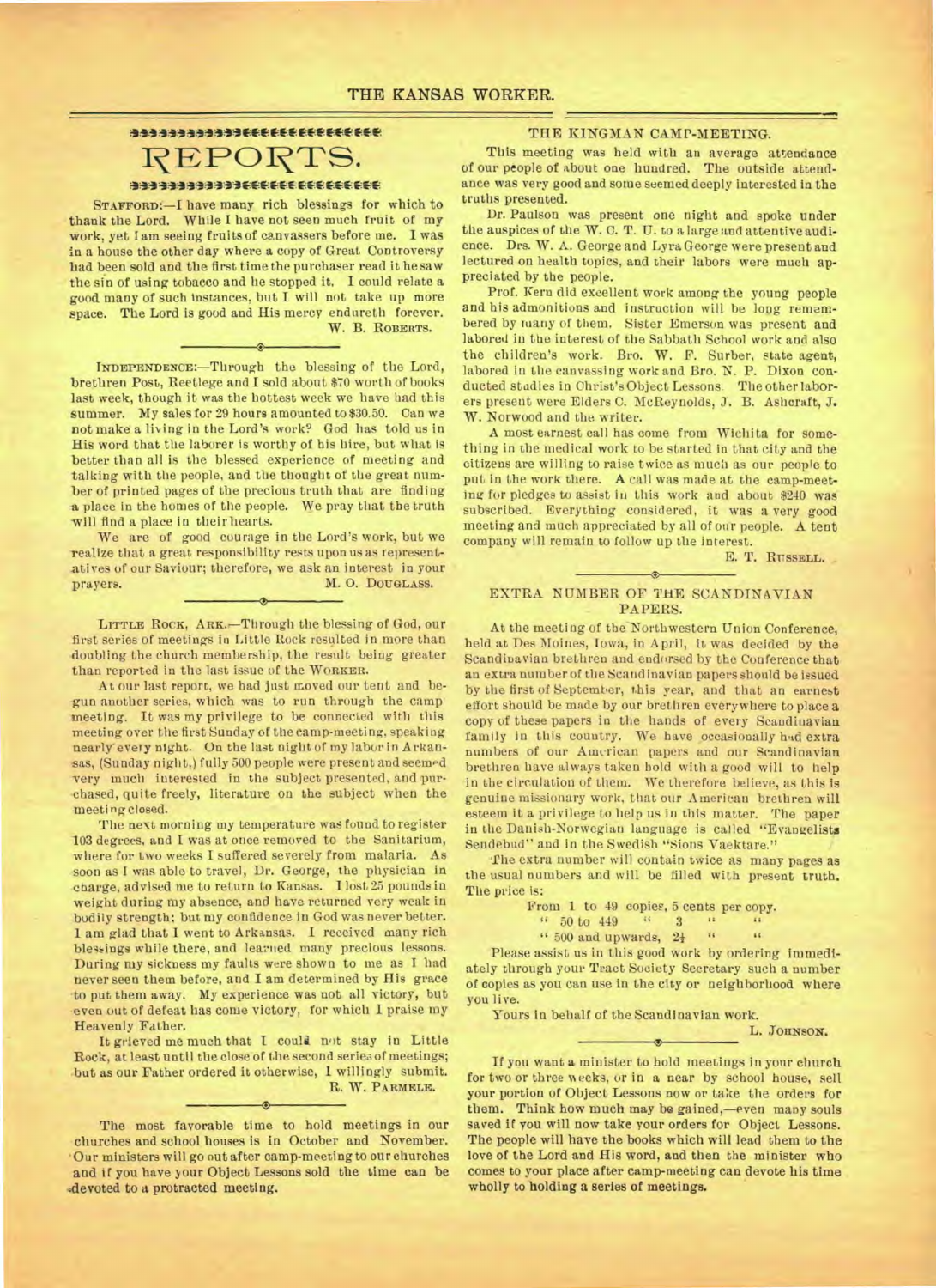# REPORTS.

STAFFORD:—I have many rich blessings for which to thank the Lord. While I have not seen much fruit of my work, yet I am seeing fruits of canvassers before me. I was in a house the other day where a copy of Great Controversy had been sold and the first time the purchaser read it he saw the sin of using tobacco and he stopped it. I could relate a good many of such instances, but I will not take up more space. The Lord is good and His mercy endureth forever.

W. B. ROBERTS.

INDEPENDENCE:—Through the blessing of the Lord, brethren Post, Reetlege and I sold about $70 worth of books last week, though it was the hottest week we have had this summer. My sales for 29 hours amounted to $30.50. Can we not make a living in the Lord's work? God has told us in His word that the laborer is worthy of his hire, but what is better than all is the blessed experience of meeting and talking with the people, and the thought of the great number of printed pages of the precious truth that are finding a place in the homes of the people. We pray that the truth will find a place in their hearts.

We are of good courage in the Lord's work, but we realize that a great responsibility rests upon us as representatives of our Saviour; therefore, we ask an interest in your prayers.

M. O. DOUGLASS.

LITTLE ROCK, ARK.—Through the blessing of God, our first series of meetings in Little Rock resulted in more than doubling the church membership, the result being greater than reported in the last issue of the WORKER.

At our last report, we had just moved our tent and begun another series, which was to run through the camp meeting. It was my privilege to be connected with this meeting over the first Sunday of the camp-meeting, speaking nearly every night. On the last night of my labor in Arkansas, (Sunday night,) fully 500 people were present and seemed very much interested in the subject presented, and purchased, quite freely, literature on the subject when the meeting closed.

The next morning my temperature was found to register 103 degrees, and I was at once removed to the Sanitarium, where for two weeks I suffered severely from malaria. As soon as I was able to travel, Dr. George, the physician in charge, advised me to return to Kansas. I lost 25 pounds in weight during my absence, and have returned very weak in bodily strength; but my confidence in God was never better. I am glad that I went to Arkansas. I received many rich blessings while there, and learned many precious lessons. During my sickness my faults were shown to me as I had never seen them before, and I am determined by His grace to put them away. My experience was not all victory, but even out of defeat has come victory, for which I praise my Heavenly Father.

It grieved me much that I could not stay in Little Rock, at least until the close of the second series of meetings; but as our Father ordered it otherwise, I willingly submit.

R. W. PARMELE.

The most favorable time to hold meetings in our churches and school houses is in October and November. Our ministers will go out after camp-meeting to our churches and if you have your Object Lessons sold the time can be devoted to a protracted meeting.

## THE KINGMAN CAMP-MEETING.

This meeting was held with an average attendance of our people of about one hundred. The outside attendance was very good and some seemed deeply interested in the truths presented.

Dr. Paulson was present one night and spoke under the auspices of the W. C. T. U. to a large and attentive audience. Drs. W. A. George and Lyra George were present and lectured on health topics, and their labors were much appreciated by the people.

Prof. Kern did excellent work among the young people and his admonitions and instruction will be long remembered by many of them. Sister Emerson was present and labored in the interest of the Sabbath School work and also the children's work. Bro. W. F. Surber, state agent, labored in the canvassing work and Bro. N. P. Dixon conducted studies in Christ's Object Lessons. The other laborers present were Elders C. McReynolds, J. B. Ashcraft, J. W. Norwood and the writer.

A most earnest call has come from Wichita for something in the medical work to be started in that city and the citizens are willing to raise twice as much as our people to put in the work there. A call was made at the camp-meeting for pledges to assist in this work and about $240 was subscribed. Everything considered, it was a very good meeting and much appreciated by all of our people. A tent company will remain to follow up the interest.

E. T. RUSSELL.

## EXTRA NUMBER OF THE SCANDINAVIAN PAPERS.

At the meeting of the Northwestern Union Conference, held at Des Moines, Iowa, in April, it was decided by the Scandinavian brethren and endorsed by the Conference that an extra number of the Scandinavian papers should be issued by the first of September, this year, and that an earnest effort should be made by our brethren everywhere to place a copy of these papers in the hands of every Scandinavian family in this country. We have occasionally had extra numbers of our American papers and our Scandinavian brethren have always taken hold with a good will to help in the circulation of them. We therefore believe, as this is genuine missionary work, that our American brethren will esteem it a privilege to help us in this matter. The paper in the Danish-Norwegian language is called "Evangelists Sendebud" and in the Swedish "Sions Vaektare."

The extra number will contain twice as many pages as the usual numbers and will be filled with present truth. The price is:

From 1 to 49 copies, 5 cents per copy.
" 50 to 449 " 3 " "
" 500 and upwards, 2½ " "

Please assist us in this good work by ordering immediately through your Tract Society Secretary such a number of copies as you can use in the city or neighborhood where you live.

Yours in behalf of the Scandinavian work.

L. JOHNSON.

If you want a minister to hold meetings in your church for two or three weeks, or in a near by school house, sell your portion of Object Lessons now or take the orders for them. Think how much may be gained,—even many souls saved if you will now take your orders for Object Lessons. The people will have the books which will lead them to the love of the Lord and His word, and then the minister who comes to your place after camp-meeting can devote his time wholly to holding a series of meetings.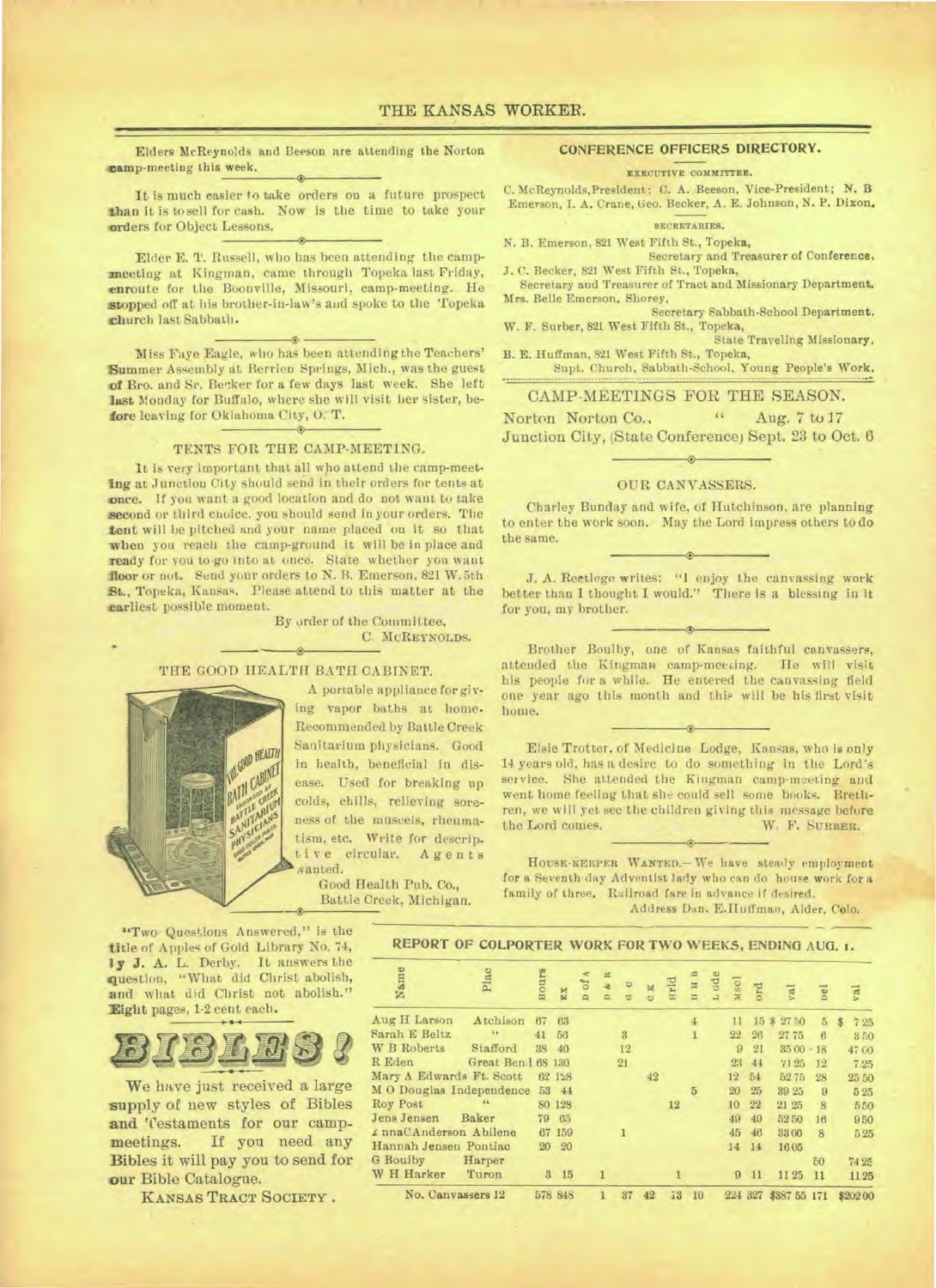Elders McReynolds and Beeson are attending the Norton camp-meeting this week.

It is much easier to take orders on a future prospect than it is to sell for cash. Now is the time to take your orders for Object Lessons.

Elder E. T. Russell, who has been attending the camp-meeting at Kingman, came through Topeka last Friday, enroute for the Boonville, Missouri, camp-meeting. He stopped off at his brother-in-law's and spoke to the Topeka church last Sabbath.

Miss Faye Eagle, who has been attending the Teachers' Summer Assembly at Berrien Springs, Mich., was the guest of Bro. and Sr. Becker for a few days last week. She left last Monday for Buffalo, where she will visit her sister, before leaving for Oklahoma City, O. T.

### TENTS FOR THE CAMP-MEETING.

It is very important that all who attend the camp-meeting at Junction City should send in their orders for tents at once. If you want a good location and do not want to take second or third choice, you should send in your orders. The tent will be pitched and your name placed on it so that when you reach the camp-ground it will be in place and ready for you to go into at once. State whether you want floor or not. Send your orders to N. B. Emerson, 821 W. 5th St., Topeka, Kansas. Please attend to this matter at the earliest possible moment.

By order of the Committee,
C. McReynolds.

### THE GOOD HEALTH BATH CABINET.

A portable appliance for giving vapor baths at home. Recommended by Battle Creek Sanitarium physicians. Good in health, beneficial in disease. Used for breaking up colds, chills, relieving soreness of the muscels, rheumatism, etc. Write for descriptive circular. Agents wanted.

Good Health Pub. Co.,
Battle Creek, Michigan.

"Two Questions Answered," is the title of Apples of Gold Library No. 74, by J. A. L. Derby. It answers the question, "What did Christ abolish, and what did Christ not abolish." Eight pages, 1-2 cent each.

## BIBLES!

We have just received a large supply of new styles of Bibles and Testaments for our camp-meetings. If you need any Bibles it will pay you to send for our Bible Catalogue.

Kansas Tract Society.

### CONFERENCE OFFICERS DIRECTORY.

EXECUTIVE COMMITTEE.

C. McReynolds, President; C. A. Beeson, Vice-President; N. B. Emerson, I. A. Crane, Geo. Becker, A. E. Johnson, N. P. Dixon.

SECRETARIES.

N. B. Emerson, 821 West Fifth St., Topeka,
Secretary and Treasurer of Conference.
J. C. Becker, 821 West Fifth St., Topeka,
Secretary and Treasurer of Tract and Missionary Department.
Mrs. Belle Emerson, Shorey,
Secretary Sabbath-School Department.
W. F. Surber, 821 West Fifth St., Topeka,
State Traveling Missionary.
B. E. Huffman, 821 West Fifth St., Topeka,
Supt. Church, Sabbath-School, Young People's Work.

### CAMP-MEETINGS FOR THE SEASON.

Norton Norton Co., " Aug. 7 to 17
Junction City, (State Conference) Sept. 23 to Oct. 6

### OUR CANVASSERS.

Charley Bunday and wife, of Hutchinson, are planning to enter the work soon. May the Lord impress others to do the same.

J. A. Reetlege writes: "I enjoy the canvassing work better than I thought I would." There is a blessing in it for you, my brother.

Brother Boulby, one of Kansas faithful canvassers, attended the Kingman camp-meeting. He will visit his people for a while. He entered the canvassing field one year ago this month and this will be his first visit home.

Elsie Trotter, of Medicine Lodge, Kansas, who is only 14 years old, has a desire to do something in the Lord's service. She attended the Kingman camp-meeting and went home feeling that she could sell some books. Brethren, we will yet see the children giving this message before the Lord comes.
W. F. Surber.

House-keeper Wanted.—We have steady employment for a Seventh-day Adventist lady who can do house work for a family of three. Railroad fare in advance if desired.
Address Dan. E. Huffman, Alder, Colo.

### REPORT OF COLPORTER WORK FOR TWO WEEKS, ENDING AUG. 1.

| Name | Place | Hours | Ex | D of A | D & R | G C | O M | Hrld | H H | L Gde | Mscl | Ord | Val | Del | Val |
|---|---|---|---|---|---|---|---|---|---|---|---|---|---|---|---|
| Aug H Larson | Atchison | 67 | 63 | | | | | | 4 | | 11 | 15 | $ 27 50 | 5 | $ 7 25 |
| Sarah E Beltz | " | 41 | 56 | | 3 | | | | 1 | | 22 | 26 | 27 75 | 6 | 3 50 |
| W B Roberts | Stafford | 38 | 40 | | 12 | | | | | | 9 | 21 | 35 00 | 18 | 47 00 |
| R Eden | Great Bend | 68 | 130 | | 21 | | | | | | 23 | 44 | 71 25 | 12 | 7 25 |
| Mary A Edwards | Ft. Scott | 62 | 128 | | | | 42 | | | | 12 | 54 | 52 75 | 28 | 25 50 |
| M O Douglas | Independence | 53 | 44 | | | | | | 5 | | 20 | 25 | 39 25 | 9 | 5 25 |
| Roy Post | " | 80 | 128 | | | | | 12 | | | 10 | 22 | 21 25 | 8 | 5 50 |
| Jens Jensen | Baker | 79 | 65 | | | | | | | | 49 | 49 | 52 50 | 16 | 9 50 |
| Anna C Anderson | Abilene | 67 | 159 | | 1 | | | | | | 45 | 46 | 33 00 | 8 | 5 25 |
| Hannah Jensen | Pontiac | 20 | 20 | | | | | | | | 14 | 14 | 16 05 | | |
| G Boulby | Harper | | | | | | | | | | | | | 50 | 74 25 |
| W H Harker | Turon | 3 | 15 | 1 | | | | 1 | | | 9 | 11 | 11 25 | 11 | 11 25 |
| No. Canvassers 12 | | 578 | 848 | 1 | 37 | | 42 | 13 | 10 | | 224 | 327 | $387 55 | 171 | $202 00 |